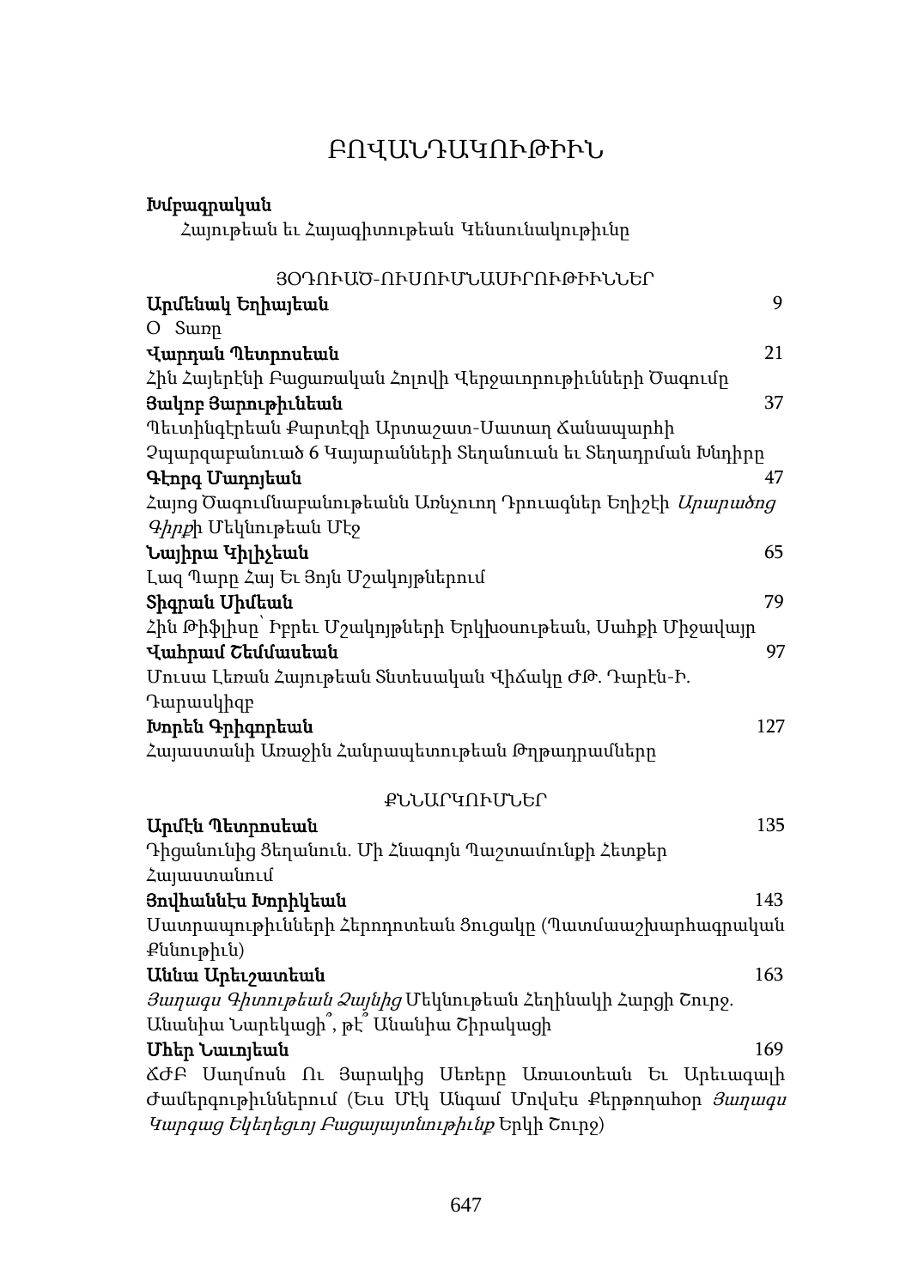# ԲՈՎԱՆԴԱԿՈՒԹԻՒՆ

**Խմբագրական**

Հայութեան եւ Հայագիտութեան Կենսունակութիւնը

## ՅՕԴՈՒԱԾ-ՈՒՍՈՒՄՆԱՍԻՐՈՒԹԻՒՆՆԵՐ

**Արմենակ Եղիայեան** 9

Օ Տառը

**Վարդան Պետրոսեան** 21

Հին Հայերէնի Բացառական Հոլովի Վերջաւորութիւնների Ծագումը

**Յակոբ Յարութիւնեան** 37

Պեւտինգէրեան Քարտէզի Արտաշատ-Սատաղ Ճանապարհի Չպարզաբանուած 6 Կայարանների Տեղանուան եւ Տեղադրման Խնդիրը

**Գէորգ Մադոյեան** 47

Հայոց Ծագումնաբանութեանն Առնչուող Դրուագներ Եղիշէի *Արարածոց Գիրք*ի Մեկնութեան Մէջ

**Նայիրա Կիլիչեան** 65

Լազ Պարը Հայ Եւ Յոյն Մշակոյթներում

**Տիգրան Սիմեան** 79

Հին Թիֆլիսը՝ Իբրեւ Մշակոյթների Երկխօսութեան, Սահքի Միջավայր

**Վահրամ Շեմմասեան** 97

Մուսա Լեռան Հայութեան Տնտեսական Վիճակը ԺԹ. Դարէն-Ի. Դարասկիզբ

**Խորէն Գրիգորեան** 127

Հայաստանի Առաջին Հանրապետութեան Թղթադրամները

## ՔՆՆԱՐԿՈՒՄՆԵՐ

**Արմէն Պետրոսեան** 135

Դիցանունից Ցեղանուն. Մի Հնագոյն Պաշտամունքի Հետքեր Հայաստանում

**Յովհաննէս Խորիկեան** 143

Սատրապութիւնների Հերոդոտեան Ցուցակը (Պատմաաշխարհագրական Քննութիւն)

**Աննա Արեւշատեան** 163

*Յաղագս Գիտութեան Չայնից* Մեկնութեան Հեղինակի Հարցի Շուրջ. Անանիա Նարեկացի՞, թէ՞ Անանիա Շիրակացի

**Միհր Նաւոյեան** 169

ՃԺԲ Սաղմոսն Ու Յարակից Սեռերը Առաւօտեան Եւ Արեւագալի Ժամերգութիւններում (Եւս Մէկ Անգամ Մովսէս Քերթողահօր *Յաղագս Կարգաց Եկեղեցւոյ Բացայայտնութիւնք* Երկի Շուրջ)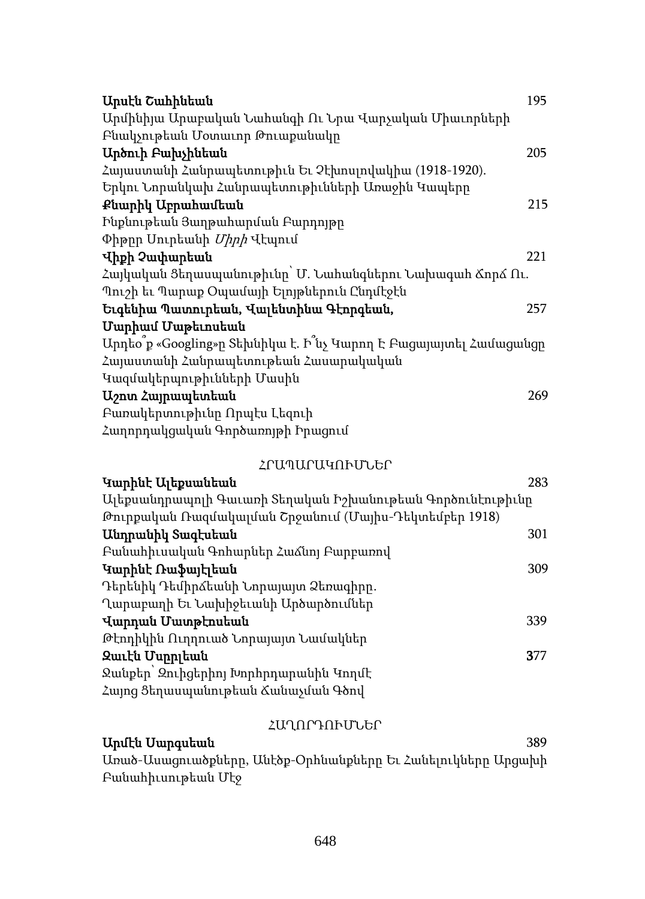**Արսէն Շահինեան** 195

Արմինիյա Արաբական Նահանգի Ու Նրա Վարչական Միաւորների Բնակչութեան Մօտաւոր Թուաքանակը

**Արծուի Բախչինեան** 205

Հայաստանի Հանրապետութիւն Եւ Չեխոսլովակիա (1918-1920). Երկու Նորանկախ Հանրապետութիւնների Առաջին Կապերը

**Քնարիկ Աբրահամեան** 215

Ինքնութեան Յաղթահարման Բարդոյթը Փիթըր Սուրեանի *Միրի* Վէպում

**Վիքի Չափարեան** 221

Հայկական Ցեղասպանութիւնը՝ Մ. Նահանգներու Նախագահ Ճորճ Ու. Պուշի եւ Պարաք Օպամայի Ելոյթներուն Ընդմէջէն

**Եւգենիա Պատուրեան, Վալենտինա Գէորգեան, Մարիամ Մաթեւոսեան** 257

Արդեօ՞ք «Googling»ը Տեխնիկա է. Ի՞նչ Կարող Է Բացայայտել Համացանցը Հայաստանի Հանրապետութեան Հասարակական Կազմակերպութիւնների Մասին

**Աշոտ Հայրապետեան** 269

Բառակերտութիւնը Որպէս Լեզուի Հաղորդակցական Գործառոյթի Իրացում

## ՀՐԱՊԱՐԱԿՈՒՄՆԵՐ

**Կարինէ Ալեքսանեան** 283

Ալեքսանդրապոլի Գաւառի Տեղական Իշխանութեան Գործունէութիւնը Թուրքական Ռազմակալման Շրջանում (Մայիս-Դեկտեմբեր 1918)

**Անդրանիկ Տագէսեան** 301

Բանահիւսական Գոհարներ Հաճնոյ Բարբառով

**Կարինէ Ռաֆայէլեան** 309

Դերենիկ Դեմիրճեանի Նորայայտ Ձեռագիրը. Ղարաբաղի Եւ Նախիջեւանի Արծարծումներ

**Վարդան Մատթէոսեան** 339

Թէոդիկին Ուղղուած Նորայայտ Նամակներ

**Զաւէն Մսըրլեան** 377

Ջանքեր՝ Զուիցերիոյ Խորհրդարանին Կողմէ Հայոց Ցեղասպանութեան Ճանաչման Գծով

## ՀԱՂՈՐԴՈՒՄՆԵՐ

**Արմէն Սարգսեան** 389

Առած-Ասացուածքները, Անէծք-Օրհնանքները Եւ Հանելուկները Արցախի Բանահիւսութեան Մէջ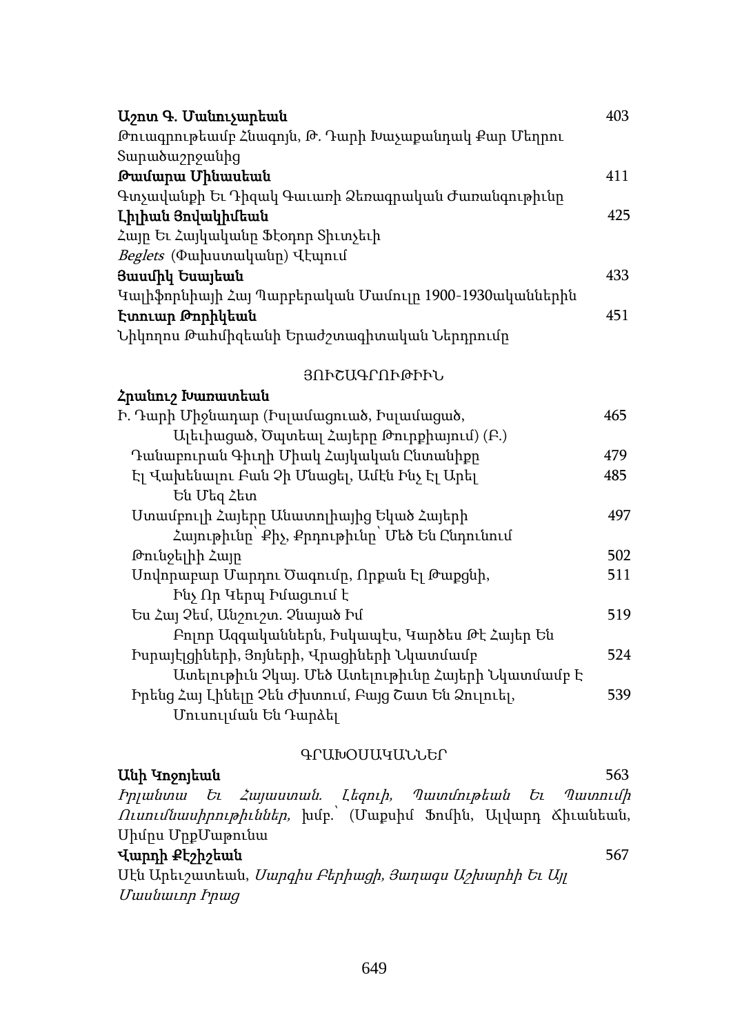**Աշոտ Գ. Մանուչարեան** 403

Թուագրութեամբ Հնագոյն, Թ. Դարի Խաչքանդակ Քար Մեղրու Տարածաշրջանից

**Թամարա Մինասեան** 411

Գոչավանքի Եւ Դիզակ Գաւառի Ձեռագրական Ժառանգութիւնը

**Լիլիան Յովակիմեան** 425

Հայը Եւ Հայկականը Ֆէօդոր Տիւտչեւի *Beglets* (Փախստականը) Վէպում

**Ցամիկ Եսայեան** 433

Կալիֆորնիայի Հայ Պարբերական Մամուլը 1900-1930ականներին

**Էտուար Թորիկեան** 451

Նիկողոս Թահմիզեանի Երաժշտագիտական Ներդրումը

## ՅՈՒՇԱԳՐՈՒԹԻՒՆ

**Հրանուշ Խառատեան**

Ի. Դարի Միջնադար (Իսլամացուած, Իսլամացած, Ալեւիացած, Ծպտեալ Հայերը Թուրքիայում) (Բ.) 465

Դանաբուրան Գիւղի Միակ Հայկական Ընտանիքը 479

Էլ Վախենալու Բան Չի Մնացել, Ամէն Ինչ Էլ Արել Են Մեզ Հետ 485

Ստամբուլի Հայերը Անատոլիայից Եկած Հայերի Հայութիւնը՝ Քիչ, Քրդութիւնը՝ Մեծ Են Ընդունում 497

Թունջելիի Հայը 502

Սովորաբար Մարդու Ծագումը, Որքան Էլ Թաքցնի, Ինչ Որ Կերպ Իմացւում Է 511

Ես Հայ Չեմ, Անշուշտ. Չնայած Իմ Բոլոր Ազգականներն, Իսկապէս, Կարծես Թէ Հայեր Են 519

Իսրայէլցիների, Յոյների, Վրացիների Նկատմամբ Ատելութիւն Չկայ. Մեծ Ատելութիւնը Հայերի Նկատմամբ Է 524

Իրենց Հայ Լինելը Չեն Ժխտում, Բայց Շատ Են Ձուլուել, Մուսուլման Են Դարձել 539

## ԳՐԱԽՕՍԱԿԱՆՆԵՐ

**Անի Կոջոյեան** 563

*Իրլանտա Եւ Հայաստան. Լեզուի, Պատմութեան Եւ Պատումի Ուսումնասիրութիւններ,* խմբ.՝ (Մաքսիմ Ֆոմին, Ալվարդ Ճիւանեան, Սիմըս ՄրքՄաթունա

**Վարդի Քէշիշեան** 567

Սէն Արեւշատեան, *Սարգիս Բերիացի, Յաղագս Աշխարհի Եւ Այլ Մասնաւոր Իրաց*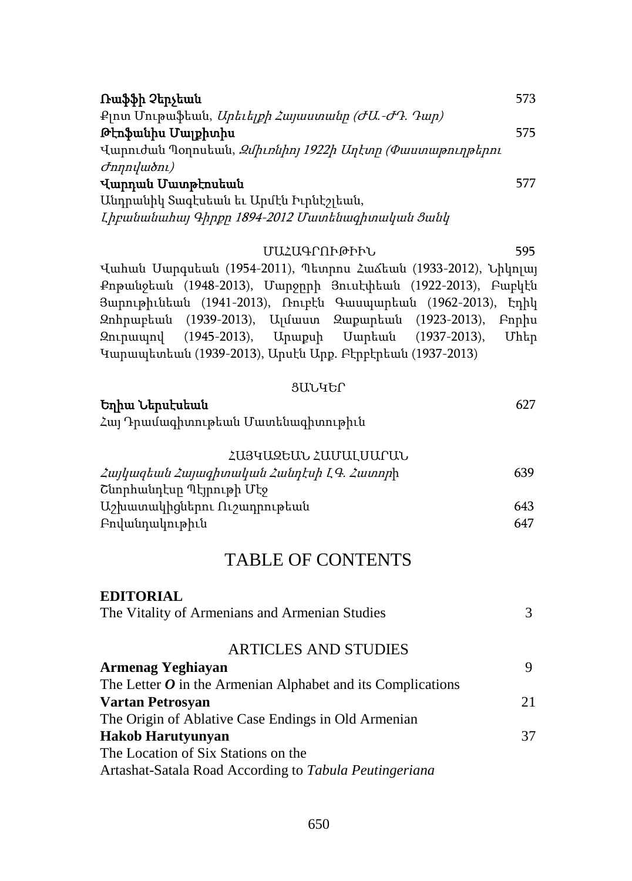**Րաֆֆի Չերչեան** 573

Քլոտ Մութաֆեան, *Արեւելքի Հայաստանը (ԺԱ.-ԺԴ. Դար)*

**Թէոֆանիս Մալքիտիս** 575

Վարուժան Պօղոսեան, *Զմիւռնիոյ 1922ի Աղէտը (Փաստաթուղթերու Ժողովածու)*

**Վարդան Մատթէոսեան** 577

Անդրանիկ Տագէսեան եւ Արմէն Իւրնէշլեան, *Լիբանանահայ Գիրքը 1894-2012 Մատենագիտական Ցանկ*

## ՄԱՀԱԳՐՈՒԹԻՒՆ 595

Վահան Սարգսեան (1954-2011), Պետրոս Հաճեան (1933-2012), Նիկոլայ Քոթանջեան (1948-2013), Մարջըրի Յուսէփեան (1922-2013), Բաբկէն Յարութիւնեան (1941-2013), Ռուբէն Գասպարեան (1962-2013), Էդիկ Զոհրաբեան (1939-2013), Ալմաստ Զաքարեան (1923-2013), Բորիս Զուրապով (1945-2013), Արաքսի Սարեան (1937-2013), Միեր Կարապետեան (1939-2013), Արսէն Արք. Բէրբէրեան (1937-2013)

## ՑԱՆԿԵՐ

**Եղիա Ներսէսեան** 627

Հայ Դրամագիտութեան Մատենագիտութիւն

## ՀԱՅԿԱԶԵԱՆ ՀԱՄԱԼՍԱՐԱՆ

*Հայկազեան Հայագիտական Հանդէսի Լ.Գ. Հատոր*ի Շնորհանդէսը Պէյրութի Մէջ 639

Աշխատակիցներու Ուշադրութեան 643

Բովանդակութիւն 647

# TABLE OF CONTENTS

**EDITORIAL**

The Vitality of Armenians and Armenian Studies 3

## ARTICLES AND STUDIES

**Armenag Yeghiayan** 9

The Letter ***O*** in the Armenian Alphabet and its Complications

**Vartan Petrosyan** 21

The Origin of Ablative Case Endings in Old Armenian

**Hakob Harutyunyan** 37

The Location of Six Stations on the Artashat-Satala Road According to *Tabula Peutingeriana*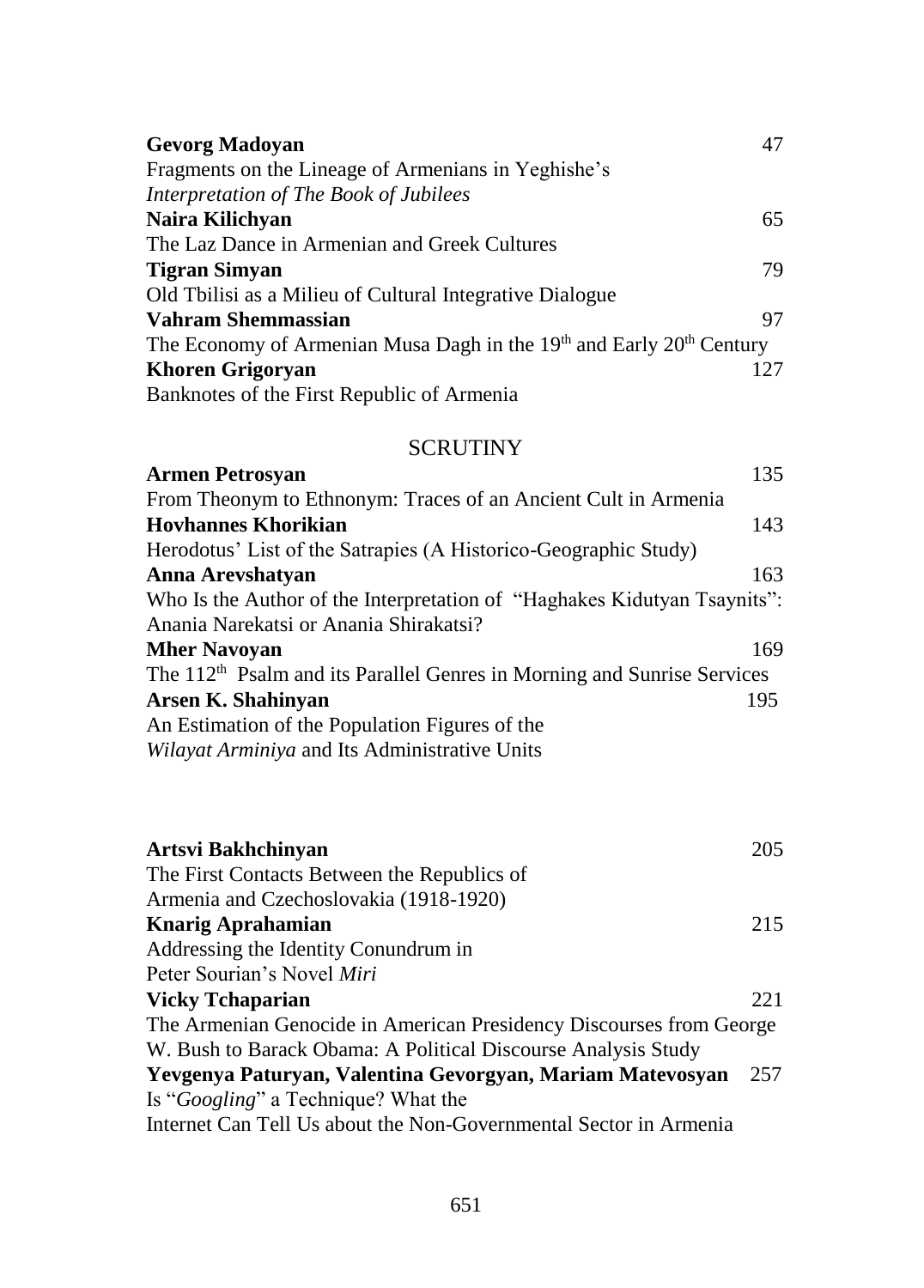**Gevorg Madoyan** 47
Fragments on the Lineage of Armenians in Yeghishe's *Interpretation of The Book of Jubilees*

**Naira Kilichyan** 65
The Laz Dance in Armenian and Greek Cultures

**Tigran Simyan** 79
Old Tbilisi as a Milieu of Cultural Integrative Dialogue

**Vahram Shemmassian** 97
The Economy of Armenian Musa Dagh in the 19th and Early 20th Century

**Khoren Grigoryan** 127
Banknotes of the First Republic of Armenia

## SCRUTINY

**Armen Petrosyan** 135
From Theonym to Ethnonym: Traces of an Ancient Cult in Armenia

**Hovhannes Khorikian** 143
Herodotus' List of the Satrapies (A Historico-Geographic Study)

**Anna Arevshatyan** 163
Who Is the Author of the Interpretation of "Haghakes Kidutyan Tsaynits": Anania Narekatsi or Anania Shirakatsi?

**Mher Navoyan** 169
The 112th Psalm and its Parallel Genres in Morning and Sunrise Services

**Arsen K. Shahinyan** 195
An Estimation of the Population Figures of the *Wilayat Arminiya* and Its Administrative Units

**Artsvi Bakhchinyan** 205
The First Contacts Between the Republics of Armenia and Czechoslovakia (1918-1920)

**Knarig Aprahamian** 215
Addressing the Identity Conundrum in Peter Sourian's Novel *Miri*

**Vicky Tchaparian** 221
The Armenian Genocide in American Presidency Discourses from George W. Bush to Barack Obama: A Political Discourse Analysis Study

**Yevgenya Paturyan, Valentina Gevorgyan, Mariam Matevosyan** 257
Is "*Googling*" a Technique? What the Internet Can Tell Us about the Non-Governmental Sector in Armenia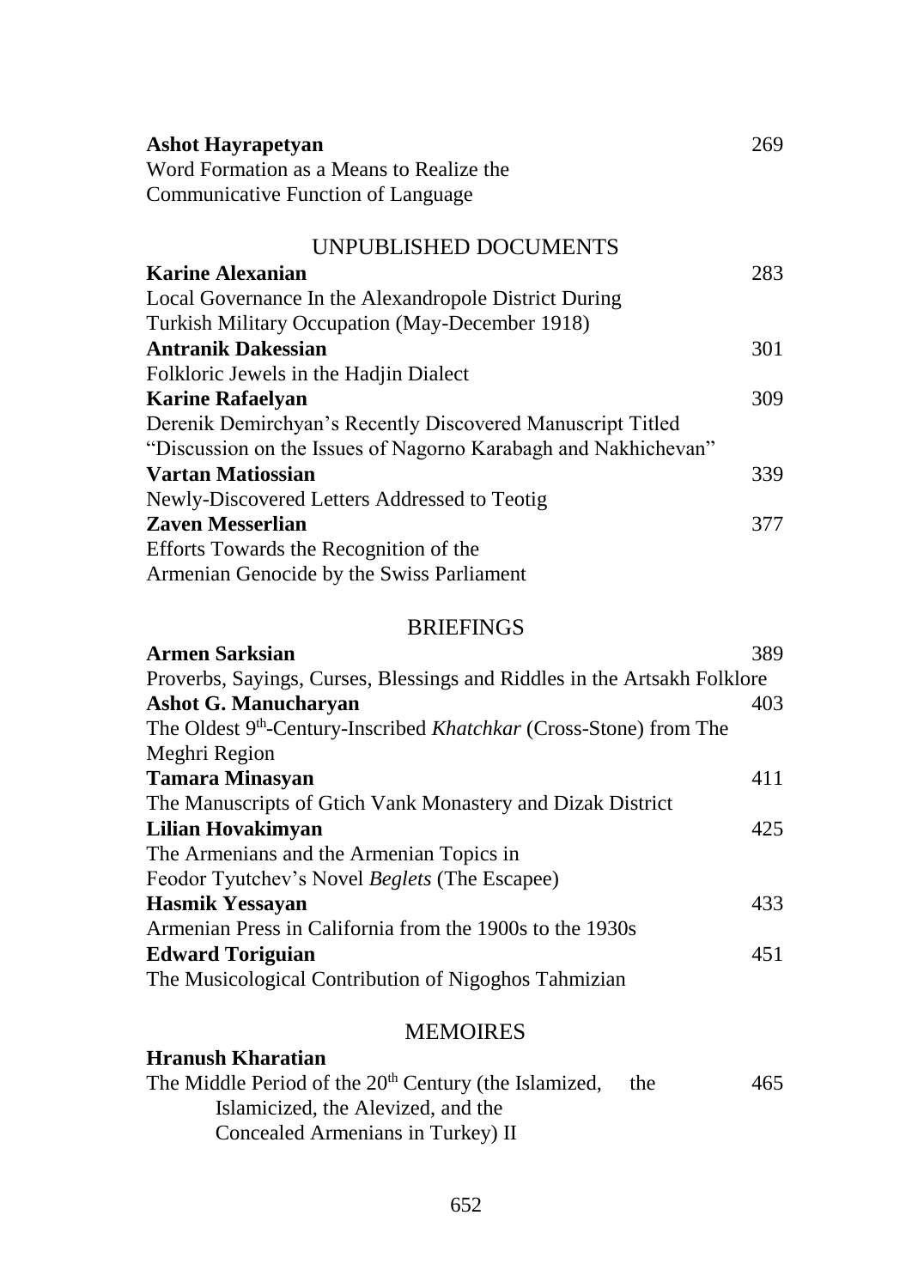**Ashot Hayrapetyan** 269
Word Formation as a Means to Realize the
Communicative Function of Language

## UNPUBLISHED DOCUMENTS

**Karine Alexanian** 283
Local Governance In the Alexandropole District During
Turkish Military Occupation (May-December 1918)

**Antranik Dakessian** 301
Folkloric Jewels in the Hadjin Dialect

**Karine Rafaelyan** 309
Derenik Demirchyan's Recently Discovered Manuscript Titled
"Discussion on the Issues of Nagorno Karabagh and Nakhichevan"

**Vartan Matiossian** 339
Newly-Discovered Letters Addressed to Teotig

**Zaven Messerlian** 377
Efforts Towards the Recognition of the
Armenian Genocide by the Swiss Parliament

## BRIEFINGS

**Armen Sarksian** 389
Proverbs, Sayings, Curses, Blessings and Riddles in the Artsakh Folklore

**Ashot G. Manucharyan** 403
The Oldest 9th-Century-Inscribed *Khatchkar* (Cross-Stone) from The
Meghri Region

**Tamara Minasyan** 411
The Manuscripts of Gtich Vank Monastery and Dizak District

**Lilian Hovakimyan** 425
The Armenians and the Armenian Topics in
Feodor Tyutchev's Novel *Beglets* (The Escapee)

**Hasmik Yessayan** 433
Armenian Press in California from the 1900s to the 1930s

**Edward Toriguian** 451
The Musicological Contribution of Nigoghos Tahmizian

## MEMOIRES

**Hranush Kharatian**
The Middle Period of the 20th Century (the Islamized, the Islamicized, the Alevized, and the Concealed Armenians in Turkey) II 465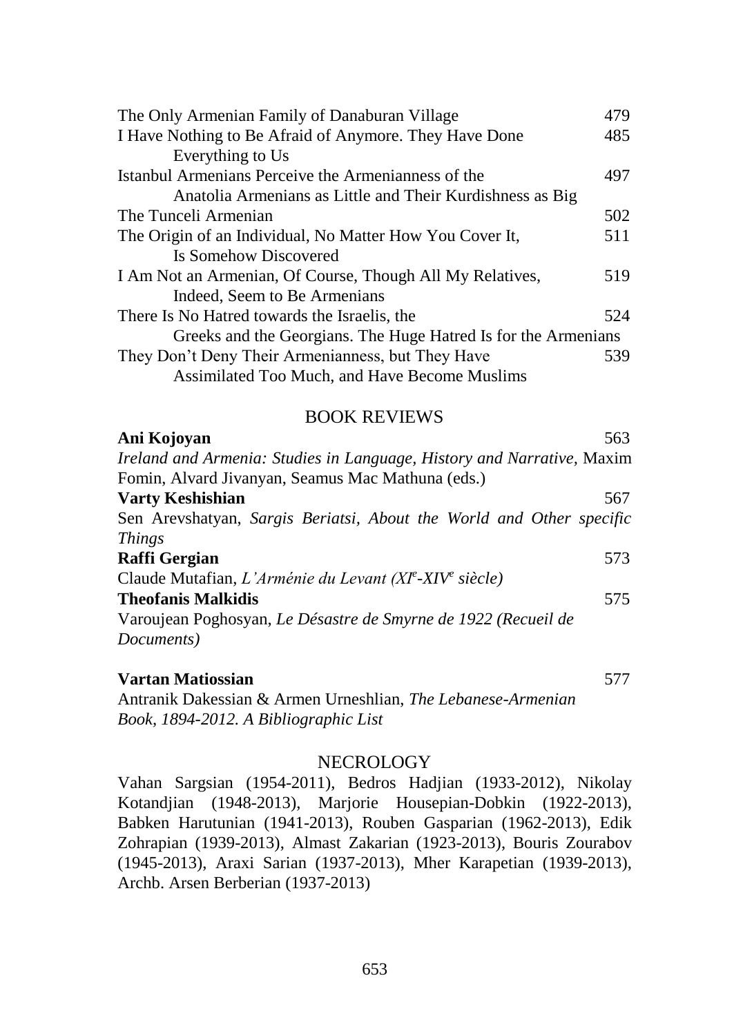The Only Armenian Family of Danaburan Village 479

I Have Nothing to Be Afraid of Anymore. They Have Done Everything to Us 485

Istanbul Armenians Perceive the Armenianness of the Anatolia Armenians as Little and Their Kurdishness as Big 497

The Tunceli Armenian 502

The Origin of an Individual, No Matter How You Cover It, Is Somehow Discovered 511

I Am Not an Armenian, Of Course, Though All My Relatives, Indeed, Seem to Be Armenians 519

There Is No Hatred towards the Israelis, the Greeks and the Georgians. The Huge Hatred Is for the Armenians 524

They Don't Deny Their Armenianness, but They Have Assimilated Too Much, and Have Become Muslims 539

## BOOK REVIEWS

**Ani Kojoyan** 563

*Ireland and Armenia: Studies in Language, History and Narrative*, Maxim Fomin, Alvard Jivanyan, Seamus Mac Mathuna (eds.)

**Varty Keshishian** 567

Sen Arevshatyan, *Sargis Beriatsi, About the World and Other specific Things*

**Raffi Gergian** 573

Claude Mutafian, *L'Arménie du Levant (XI[e]-XIV[e] siècle)*

**Theofanis Malkidis** 575

Varoujean Poghosyan, *Le Désastre de Smyrne de 1922 (Recueil de Documents)*

**Vartan Matiossian** 577

Antranik Dakessian & Armen Urneshlian, *The Lebanese-Armenian Book, 1894-2012. A Bibliographic List*

## NECROLOGY

Vahan Sargsian (1954-2011), Bedros Hadjian (1933-2012), Nikolay Kotandjian (1948-2013), Marjorie Housepian-Dobkin (1922-2013), Babken Harutunian (1941-2013), Rouben Gasparian (1962-2013), Edik Zohrapian (1939-2013), Almast Zakarian (1923-2013), Bouris Zourabov (1945-2013), Araxi Sarian (1937-2013), Mher Karapetian (1939-2013), Archb. Arsen Berberian (1937-2013)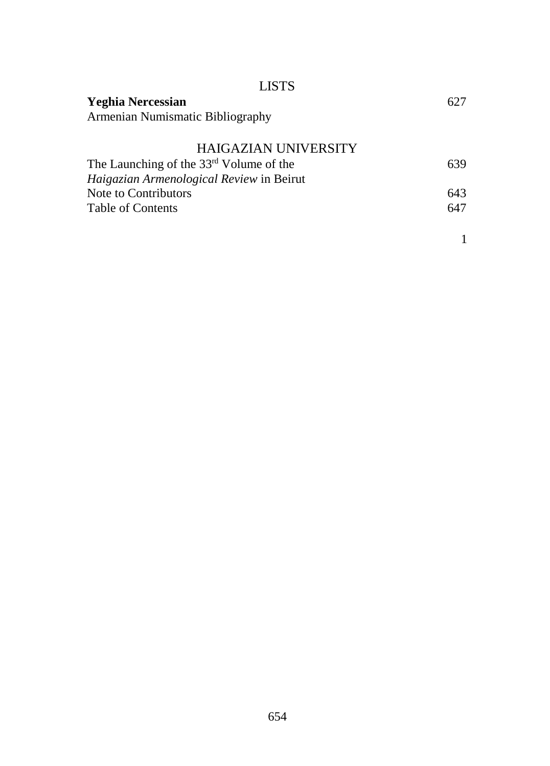## LISTS

**Yeghia Nercessian** 627
Armenian Numismatic Bibliography

## HAIGAZIAN UNIVERSITY

The Launching of the 33rd Volume of the *Haigazian Armenological Review* in Beirut 639

Note to Contributors 643

Table of Contents 647